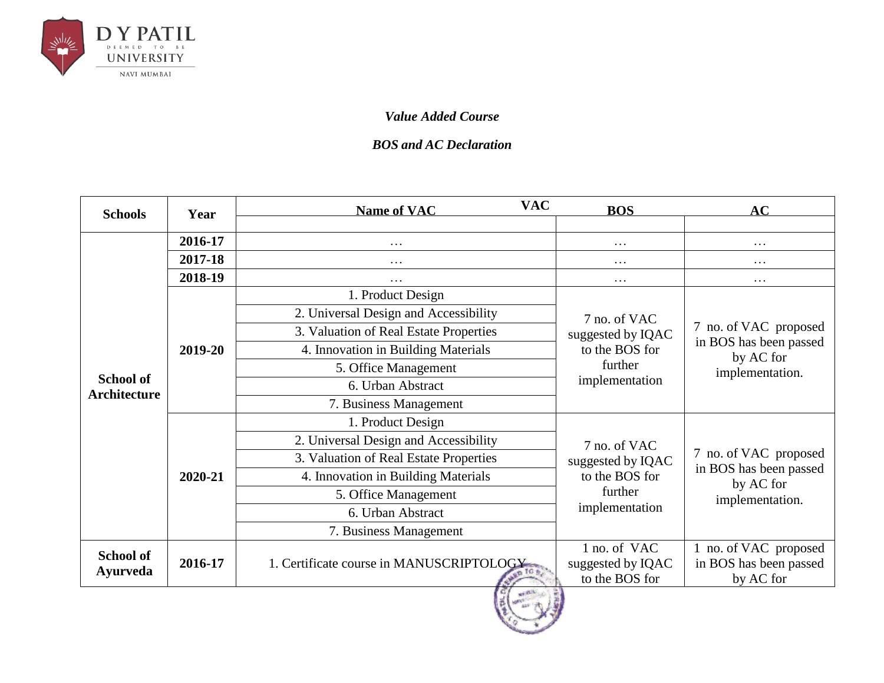D Y PATIL DEEMED TO BE UNIVERSITY NAVI MUMBAI

***Value Added Course***

***BOS and AC Declaration***

| Schools | Year | VAC | | |
|---|---|---|---|---|
| | | **Name of VAC** | **BOS** | **AC** |
| **School of Architecture** | **2016-17** | … | … | … |
| | **2017-18** | … | … | … |
| | **2018-19** | … | … | … |
| | **2019-20** | 1. Product Design<br>2. Universal Design and Accessibility<br>3. Valuation of Real Estate Properties<br>4. Innovation in Building Materials<br>5. Office Management<br>6. Urban Abstract<br>7. Business Management | 7 no. of VAC suggested by IQAC to the BOS for further implementation | 7 no. of VAC proposed in BOS has been passed by AC for implementation. |
| | **2020-21** | 1. Product Design<br>2. Universal Design and Accessibility<br>3. Valuation of Real Estate Properties<br>4. Innovation in Building Materials<br>5. Office Management<br>6. Urban Abstract<br>7. Business Management | 7 no. of VAC suggested by IQAC to the BOS for further implementation | 7 no. of VAC proposed in BOS has been passed by AC for implementation. |
| **School of Ayurveda** | **2016-17** | 1. Certificate course in MANUSCRIPTOLOGY | 1 no. of VAC suggested by IQAC to the BOS for | 1 no. of VAC proposed in BOS has been passed by AC for |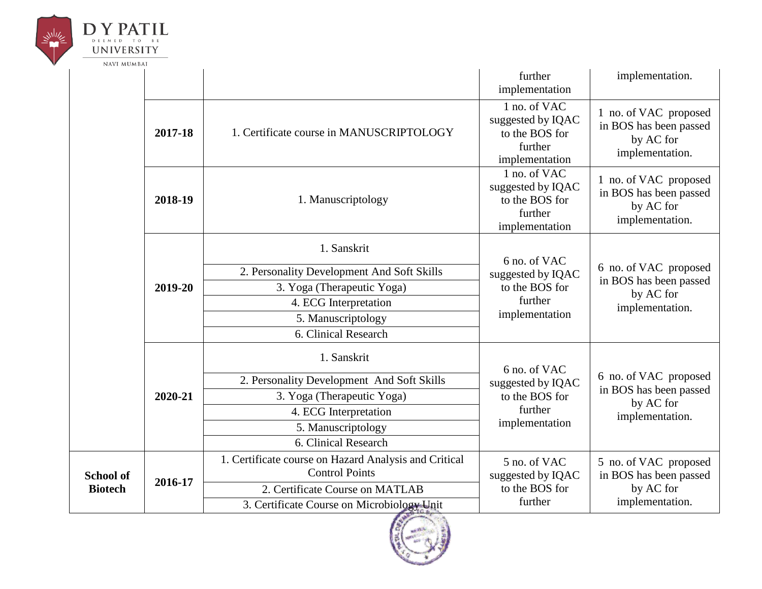| | | | | |
|---|---|---|---|---|
| | | | further implementation | implementation. |
| | **2017-18** | 1. Certificate course in MANUSCRIPTOLOGY | 1 no. of VAC suggested by IQAC to the BOS for further implementation | 1 no. of VAC proposed in BOS has been passed by AC for implementation. |
| | **2018-19** | 1. Manuscriptology | 1 no. of VAC suggested by IQAC to the BOS for further implementation | 1 no. of VAC proposed in BOS has been passed by AC for implementation. |
| | **2019-20** | 1. Sanskrit<br>2. Personality Development And Soft Skills<br>3. Yoga (Therapeutic Yoga)<br>4. ECG Interpretation<br>5. Manuscriptology<br>6. Clinical Research | 6 no. of VAC suggested by IQAC to the BOS for further implementation | 6 no. of VAC proposed in BOS has been passed by AC for implementation. |
| | **2020-21** | 1. Sanskrit<br>2. Personality Development And Soft Skills<br>3. Yoga (Therapeutic Yoga)<br>4. ECG Interpretation<br>5. Manuscriptology<br>6. Clinical Research | 6 no. of VAC suggested by IQAC to the BOS for further implementation | 6 no. of VAC proposed in BOS has been passed by AC for implementation. |
| **School of Biotech** | **2016-17** | 1. Certificate course on Hazard Analysis and Critical Control Points<br>2. Certificate Course on MATLAB<br>3. Certificate Course on Microbiology Unit | 5 no. of VAC suggested by IQAC to the BOS for further | 5 no. of VAC proposed in BOS has been passed by AC for implementation. |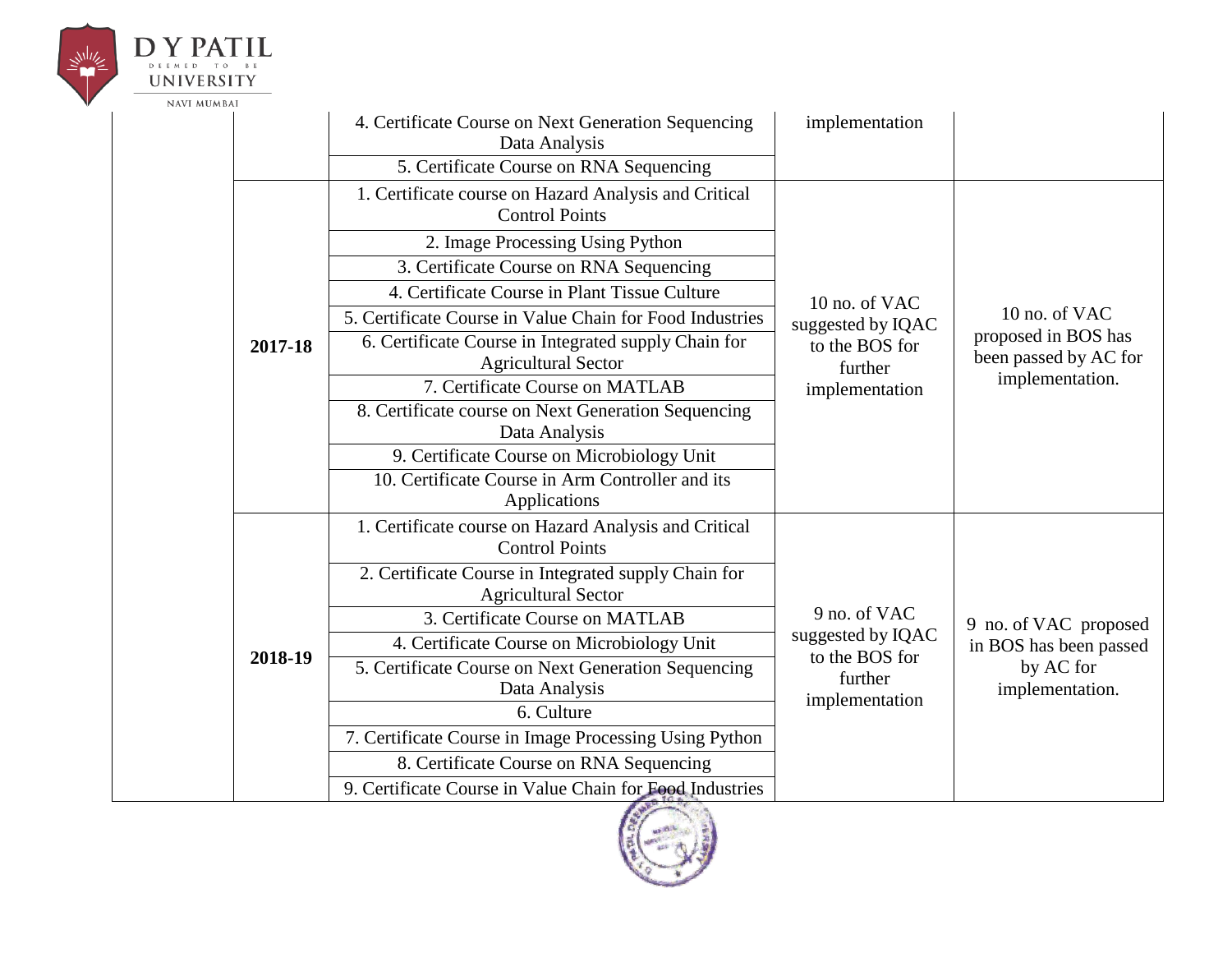| | | | | |
|---|---|---|---|---|
| | | 4. Certificate Course on Next Generation Sequencing Data Analysis | implementation | |
| | | 5. Certificate Course on RNA Sequencing | | |
| | 2017-18 | 1. Certificate course on Hazard Analysis and Critical Control Points | 10 no. of VAC suggested by IQAC to the BOS for further implementation | 10 no. of VAC proposed in BOS has been passed by AC for implementation. |
| | | 2. Image Processing Using Python | | |
| | | 3. Certificate Course on RNA Sequencing | | |
| | | 4. Certificate Course in Plant Tissue Culture | | |
| | | 5. Certificate Course in Value Chain for Food Industries | | |
| | | 6. Certificate Course in Integrated supply Chain for Agricultural Sector | | |
| | | 7. Certificate Course on MATLAB | | |
| | | 8. Certificate course on Next Generation Sequencing Data Analysis | | |
| | | 9. Certificate Course on Microbiology Unit | | |
| | | 10. Certificate Course in Arm Controller and its Applications | | |
| | 2018-19 | 1. Certificate course on Hazard Analysis and Critical Control Points | 9 no. of VAC suggested by IQAC to the BOS for further implementation | 9 no. of VAC proposed in BOS has been passed by AC for implementation. |
| | | 2. Certificate Course in Integrated supply Chain for Agricultural Sector | | |
| | | 3. Certificate Course on MATLAB | | |
| | | 4. Certificate Course on Microbiology Unit | | |
| | | 5. Certificate Course on Next Generation Sequencing Data Analysis | | |
| | | 6. Culture | | |
| | | 7. Certificate Course in Image Processing Using Python | | |
| | | 8. Certificate Course on RNA Sequencing | | |
| | | 9. Certificate Course in Value Chain for Food Industries | | |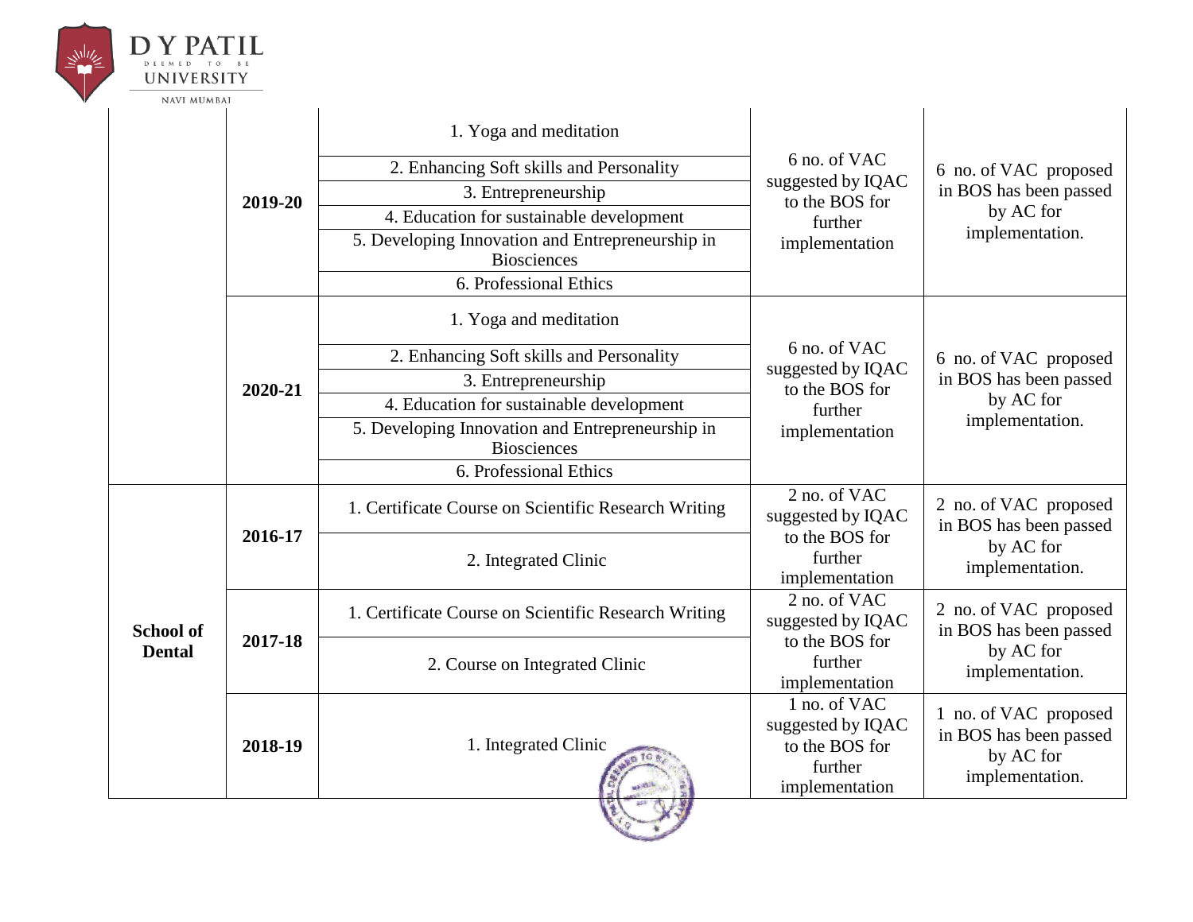| | | | | |
|---|---|---|---|---|
| | 2019-20 | 1. Yoga and meditation | 6 no. of VAC suggested by IQAC to the BOS for further implementation | 6 no. of VAC proposed in BOS has been passed by AC for implementation. |
| | | 2. Enhancing Soft skills and Personality | | |
| | | 3. Entrepreneurship | | |
| | | 4. Education for sustainable development | | |
| | | 5. Developing Innovation and Entrepreneurship in Biosciences | | |
| | | 6. Professional Ethics | | |
| | 2020-21 | 1. Yoga and meditation | 6 no. of VAC suggested by IQAC to the BOS for further implementation | 6 no. of VAC proposed in BOS has been passed by AC for implementation. |
| | | 2. Enhancing Soft skills and Personality | | |
| | | 3. Entrepreneurship | | |
| | | 4. Education for sustainable development | | |
| | | 5. Developing Innovation and Entrepreneurship in Biosciences | | |
| | | 6. Professional Ethics | | |
| **School of Dental** | 2016-17 | 1. Certificate Course on Scientific Research Writing | 2 no. of VAC suggested by IQAC to the BOS for further implementation | 2 no. of VAC proposed in BOS has been passed by AC for implementation. |
| | | 2. Integrated Clinic | | |
| | 2017-18 | 1. Certificate Course on Scientific Research Writing | 2 no. of VAC suggested by IQAC to the BOS for further implementation | 2 no. of VAC proposed in BOS has been passed by AC for implementation. |
| | | 2. Course on Integrated Clinic | | |
| | 2018-19 | 1. Integrated Clinic | 1 no. of VAC suggested by IQAC to the BOS for further implementation | 1 no. of VAC proposed in BOS has been passed by AC for implementation. |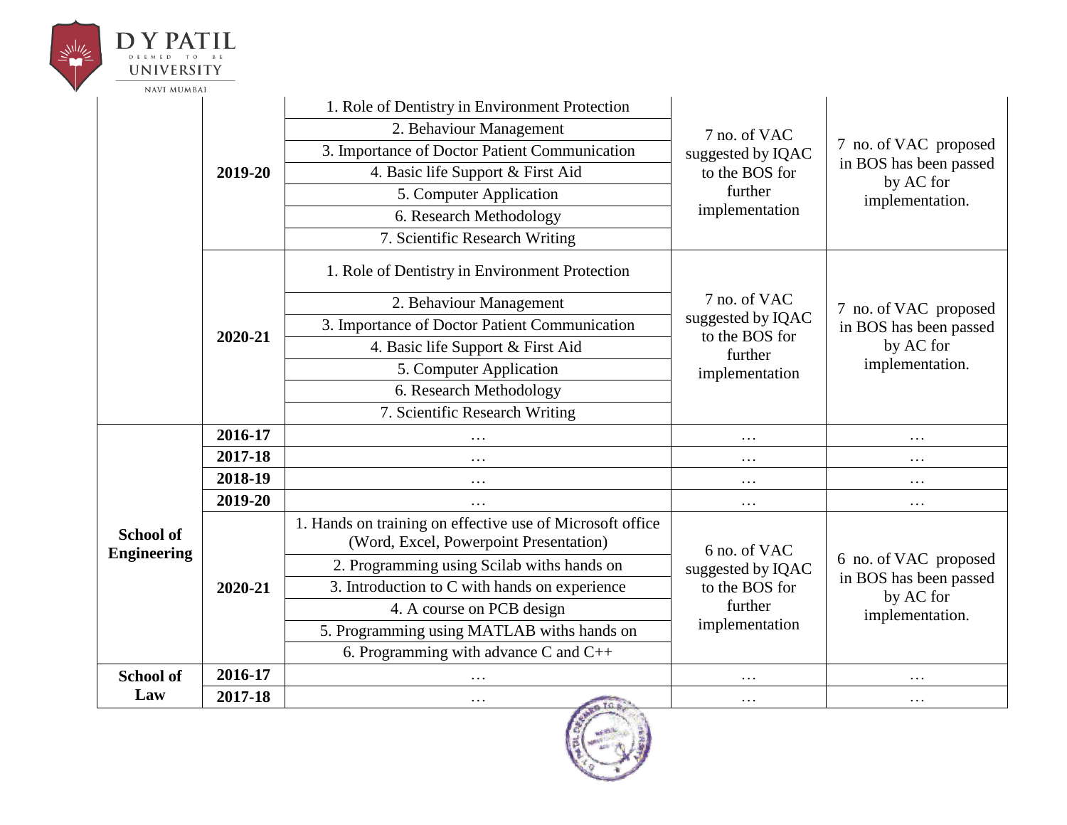| | | | | |
|---|---|---|---|---|
| | **2019-20** | 1. Role of Dentistry in Environment Protection | 7 no. of VAC suggested by IQAC to the BOS for further implementation | 7 no. of VAC proposed in BOS has been passed by AC for implementation. |
| | | 2. Behaviour Management | | |
| | | 3. Importance of Doctor Patient Communication | | |
| | | 4. Basic life Support & First Aid | | |
| | | 5. Computer Application | | |
| | | 6. Research Methodology | | |
| | | 7. Scientific Research Writing | | |
| | **2020-21** | 1. Role of Dentistry in Environment Protection | 7 no. of VAC suggested by IQAC to the BOS for further implementation | 7 no. of VAC proposed in BOS has been passed by AC for implementation. |
| | | 2. Behaviour Management | | |
| | | 3. Importance of Doctor Patient Communication | | |
| | | 4. Basic life Support & First Aid | | |
| | | 5. Computer Application | | |
| | | 6. Research Methodology | | |
| | | 7. Scientific Research Writing | | |
| **School of Engineering** | **2016-17** | … | … | … |
| | **2017-18** | … | … | … |
| | **2018-19** | … | … | … |
| | **2019-20** | … | … | … |
| | **2020-21** | 1. Hands on training on effective use of Microsoft office (Word, Excel, Powerpoint Presentation) | 6 no. of VAC suggested by IQAC to the BOS for further implementation | 6 no. of VAC proposed in BOS has been passed by AC for implementation. |
| | | 2. Programming using Scilab withs hands on | | |
| | | 3. Introduction to C with hands on experience | | |
| | | 4. A course on PCB design | | |
| | | 5. Programming using MATLAB withs hands on | | |
| | | 6. Programming with advance C and C++ | | |
| **School of Law** | **2016-17** | … | … | … |
| | **2017-18** | … | … | … |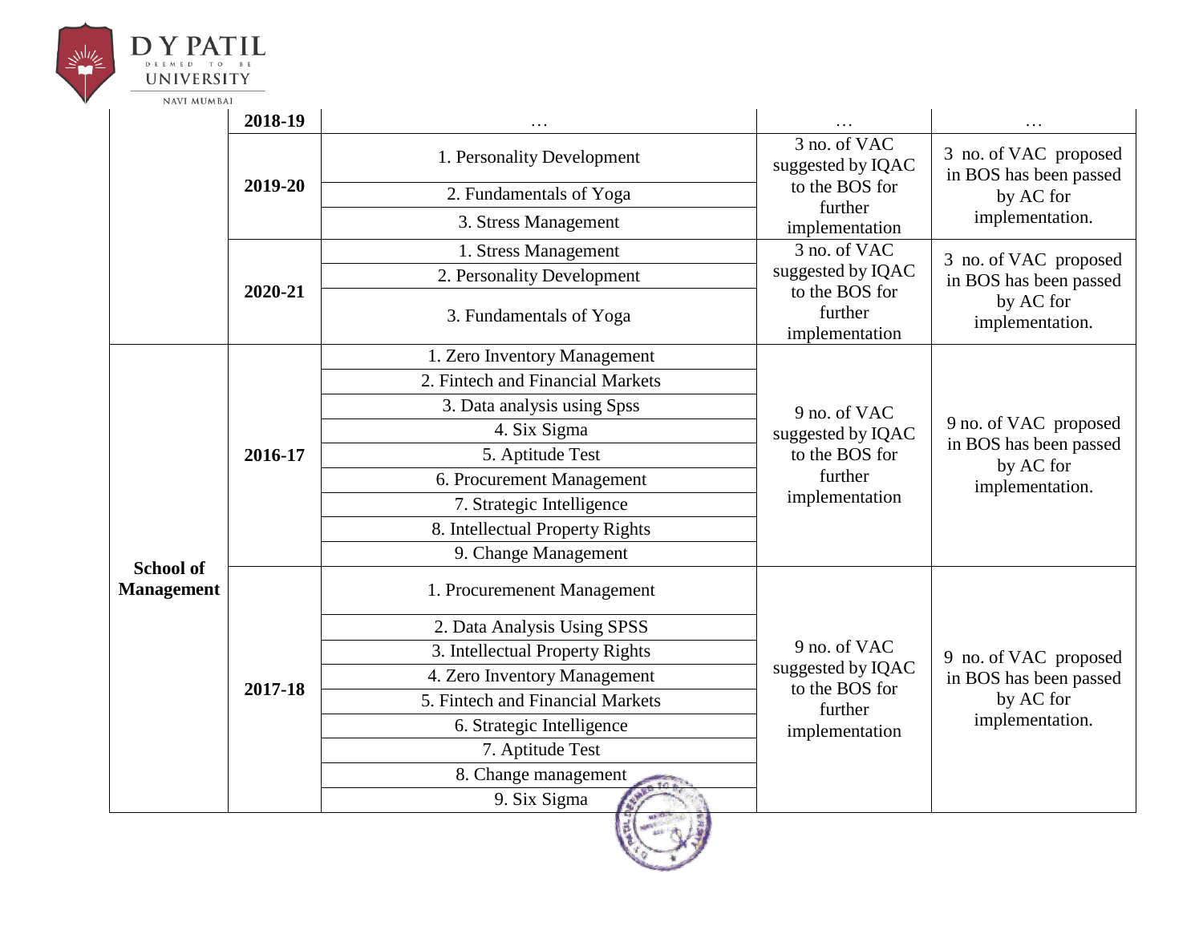| | | | | |
|---|---|---|---|---|
| | 2018-19 | … | … | … |
| | 2019-20 | 1. Personality Development | 3 no. of VAC suggested by IQAC to the BOS for further implementation | 3 no. of VAC proposed in BOS has been passed by AC for implementation. |
| | | 2. Fundamentals of Yoga | | |
| | | 3. Stress Management | | |
| | 2020-21 | 1. Stress Management | 3 no. of VAC suggested by IQAC to the BOS for further implementation | 3 no. of VAC proposed in BOS has been passed by AC for implementation. |
| | | 2. Personality Development | | |
| | | 3. Fundamentals of Yoga | | |
| **School of Management** | 2016-17 | 1. Zero Inventory Management | 9 no. of VAC suggested by IQAC to the BOS for further implementation | 9 no. of VAC proposed in BOS has been passed by AC for implementation. |
| | | 2. Fintech and Financial Markets | | |
| | | 3. Data analysis using Spss | | |
| | | 4. Six Sigma | | |
| | | 5. Aptitude Test | | |
| | | 6. Procurement Management | | |
| | | 7. Strategic Intelligence | | |
| | | 8. Intellectual Property Rights | | |
| | | 9. Change Management | | |
| | 2017-18 | 1. Procurenent Management | 9 no. of VAC suggested by IQAC to the BOS for further implementation | 9 no. of VAC proposed in BOS has been passed by AC for implementation. |
| | | 2. Data Analysis Using SPSS | | |
| | | 3. Intellectual Property Rights | | |
| | | 4. Zero Inventory Management | | |
| | | 5. Fintech and Financial Markets | | |
| | | 6. Strategic Intelligence | | |
| | | 7. Aptitude Test | | |
| | | 8. Change management | | |
| | | 9. Six Sigma | | |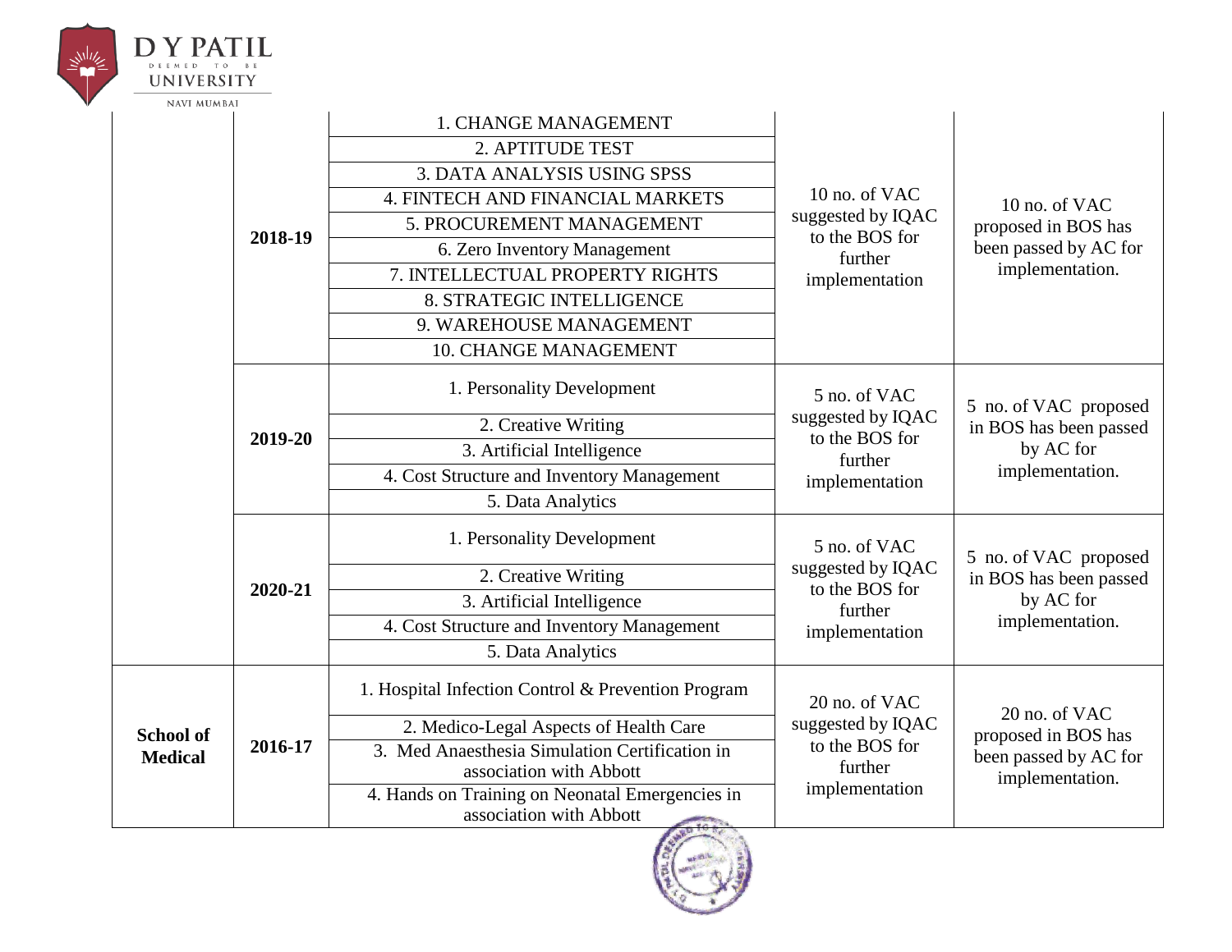| | | | | |
|---|---|---|---|---|
| | 2018-19 | 1. CHANGE MANAGEMENT | 10 no. of VAC suggested by IQAC to the BOS for further implementation | 10 no. of VAC proposed in BOS has been passed by AC for implementation. |
| | | 2. APTITUDE TEST | | |
| | | 3. DATA ANALYSIS USING SPSS | | |
| | | 4. FINTECH AND FINANCIAL MARKETS | | |
| | | 5. PROCUREMENT MANAGEMENT | | |
| | | 6. Zero Inventory Management | | |
| | | 7. INTELLECTUAL PROPERTY RIGHTS | | |
| | | 8. STRATEGIC INTELLIGENCE | | |
| | | 9. WAREHOUSE MANAGEMENT | | |
| | | 10. CHANGE MANAGEMENT | | |
| | 2019-20 | 1. Personality Development | 5 no. of VAC suggested by IQAC to the BOS for further implementation | 5 no. of VAC proposed in BOS has been passed by AC for implementation. |
| | | 2. Creative Writing | | |
| | | 3. Artificial Intelligence | | |
| | | 4. Cost Structure and Inventory Management | | |
| | | 5. Data Analytics | | |
| | 2020-21 | 1. Personality Development | 5 no. of VAC suggested by IQAC to the BOS for further implementation | 5 no. of VAC proposed in BOS has been passed by AC for implementation. |
| | | 2. Creative Writing | | |
| | | 3. Artificial Intelligence | | |
| | | 4. Cost Structure and Inventory Management | | |
| | | 5. Data Analytics | | |
| **School of Medical** | 2016-17 | 1. Hospital Infection Control & Prevention Program | 20 no. of VAC suggested by IQAC to the BOS for further implementation | 20 no. of VAC proposed in BOS has been passed by AC for implementation. |
| | | 2. Medico-Legal Aspects of Health Care | | |
| | | 3. Med Anaesthesia Simulation Certification in association with Abbott | | |
| | | 4. Hands on Training on Neonatal Emergencies in association with Abbott | | |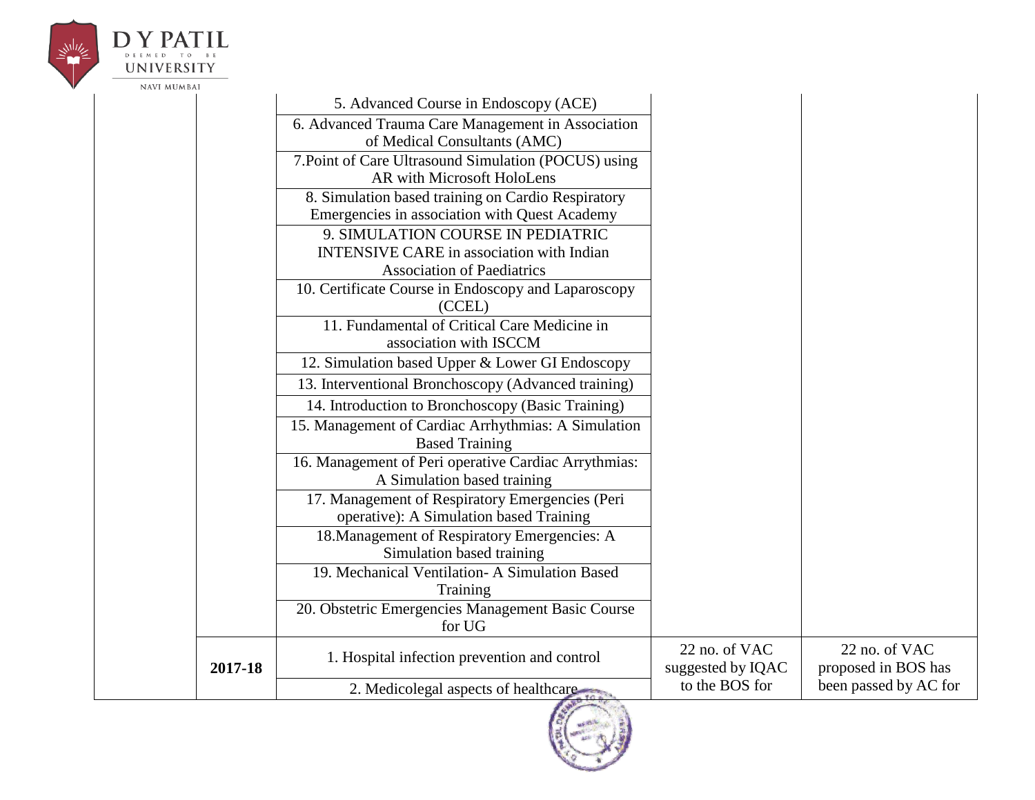| | | | | |
|---|---|---|---|---|
| | | 5. Advanced Course in Endoscopy (ACE) | | |
| | | 6. Advanced Trauma Care Management in Association of Medical Consultants (AMC) | | |
| | | 7.Point of Care Ultrasound Simulation (POCUS) using AR with Microsoft HoloLens | | |
| | | 8. Simulation based training on Cardio Respiratory Emergencies in association with Quest Academy | | |
| | | 9. SIMULATION COURSE IN PEDIATRIC INTENSIVE CARE in association with Indian Association of Paediatrics | | |
| | | 10. Certificate Course in Endoscopy and Laparoscopy (CCEL) | | |
| | | 11. Fundamental of Critical Care Medicine in association with ISCCM | | |
| | | 12. Simulation based Upper & Lower GI Endoscopy | | |
| | | 13. Interventional Bronchoscopy (Advanced training) | | |
| | | 14. Introduction to Bronchoscopy (Basic Training) | | |
| | | 15. Management of Cardiac Arrhythmias: A Simulation Based Training | | |
| | | 16. Management of Peri operative Cardiac Arrythmias: A Simulation based training | | |
| | | 17. Management of Respiratory Emergencies (Peri operative): A Simulation based Training | | |
| | | 18.Management of Respiratory Emergencies: A Simulation based training | | |
| | | 19. Mechanical Ventilation- A Simulation Based Training | | |
| | | 20. Obstetric Emergencies Management Basic Course for UG | | |
| | **2017-18** | 1. Hospital infection prevention and control | 22 no. of VAC suggested by IQAC to the BOS for | 22 no. of VAC proposed in BOS has been passed by AC for |
| | | 2. Medicolegal aspects of healthcare | | |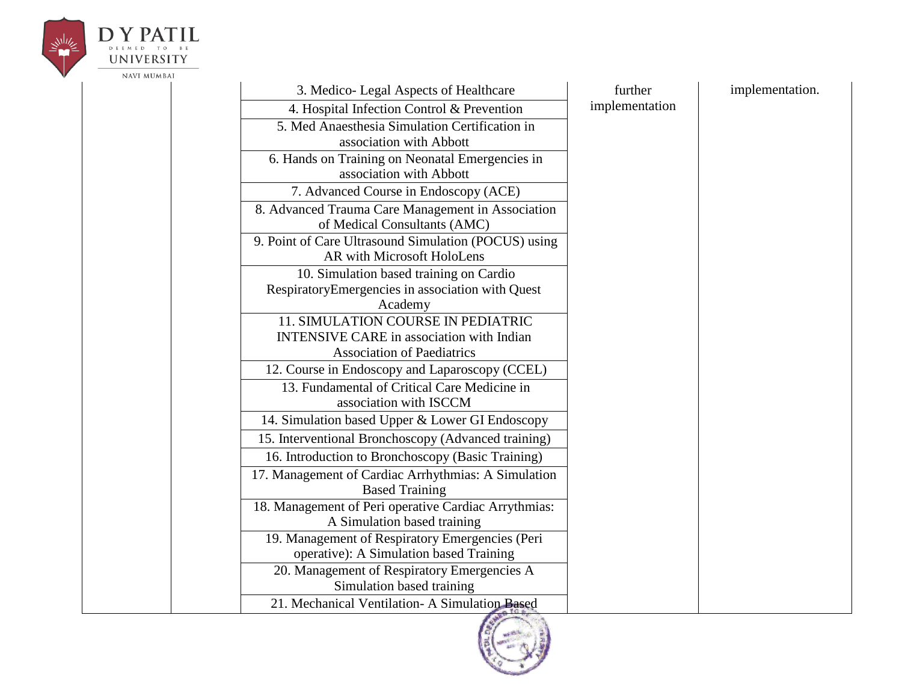| | | | | |
|---|---|---|---|---|
| | | 3. Medico- Legal Aspects of Healthcare | further implementation | implementation. |
| | | 4. Hospital Infection Control & Prevention | | |
| | | 5. Med Anaesthesia Simulation Certification in association with Abbott | | |
| | | 6. Hands on Training on Neonatal Emergencies in association with Abbott | | |
| | | 7. Advanced Course in Endoscopy (ACE) | | |
| | | 8. Advanced Trauma Care Management in Association of Medical Consultants (AMC) | | |
| | | 9. Point of Care Ultrasound Simulation (POCUS) using AR with Microsoft HoloLens | | |
| | | 10. Simulation based training on Cardio RespiratoryEmergencies in association with Quest Academy | | |
| | | 11. SIMULATION COURSE IN PEDIATRIC INTENSIVE CARE in association with Indian Association of Paediatrics | | |
| | | 12. Course in Endoscopy and Laparoscopy (CCEL) | | |
| | | 13. Fundamental of Critical Care Medicine in association with ISCCM | | |
| | | 14. Simulation based Upper & Lower GI Endoscopy | | |
| | | 15. Interventional Bronchoscopy (Advanced training) | | |
| | | 16. Introduction to Bronchoscopy (Basic Training) | | |
| | | 17. Management of Cardiac Arrhythmias: A Simulation Based Training | | |
| | | 18. Management of Peri operative Cardiac Arrythmias: A Simulation based training | | |
| | | 19. Management of Respiratory Emergencies (Peri operative): A Simulation based Training | | |
| | | 20. Management of Respiratory Emergencies A Simulation based training | | |
| | | 21. Mechanical Ventilation- A Simulation Based | | |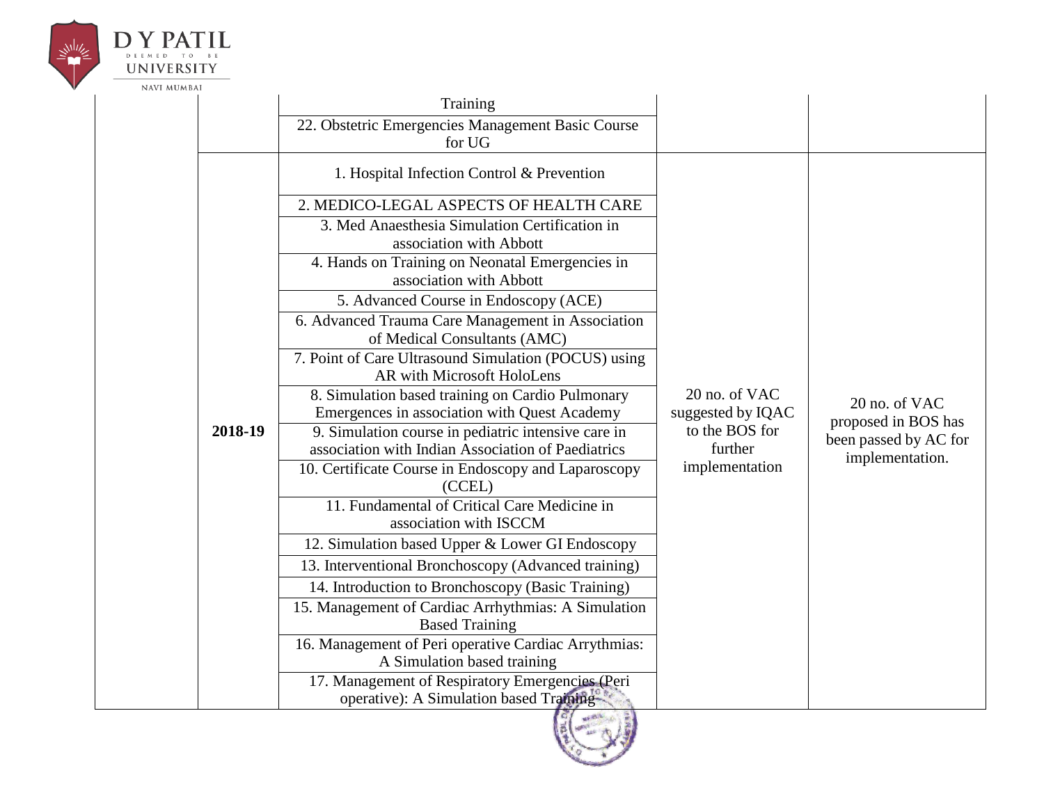| | | | | |
|---|---|---|---|---|
| | | Training | | |
| | | 22. Obstetric Emergencies Management Basic Course for UG | | |
| | 2018-19 | 1. Hospital Infection Control & Prevention | 20 no. of VAC suggested by IQAC to the BOS for further implementation | 20 no. of VAC proposed in BOS has been passed by AC for implementation. |
| | | 2. MEDICO-LEGAL ASPECTS OF HEALTH CARE | | |
| | | 3. Med Anaesthesia Simulation Certification in association with Abbott | | |
| | | 4. Hands on Training on Neonatal Emergencies in association with Abbott | | |
| | | 5. Advanced Course in Endoscopy (ACE) | | |
| | | 6. Advanced Trauma Care Management in Association of Medical Consultants (AMC) | | |
| | | 7. Point of Care Ultrasound Simulation (POCUS) using AR with Microsoft HoloLens | | |
| | | 8. Simulation based training on Cardio Pulmonary Emergences in association with Quest Academy | | |
| | | 9. Simulation course in pediatric intensive care in association with Indian Association of Paediatrics | | |
| | | 10. Certificate Course in Endoscopy and Laparoscopy (CCEL) | | |
| | | 11. Fundamental of Critical Care Medicine in association with ISCCM | | |
| | | 12. Simulation based Upper & Lower GI Endoscopy | | |
| | | 13. Interventional Bronchoscopy (Advanced training) | | |
| | | 14. Introduction to Bronchoscopy (Basic Training) | | |
| | | 15. Management of Cardiac Arrhythmias: A Simulation Based Training | | |
| | | 16. Management of Peri operative Cardiac Arrythmias: A Simulation based training | | |
| | | 17. Management of Respiratory Emergencies (Peri operative): A Simulation based Training | | |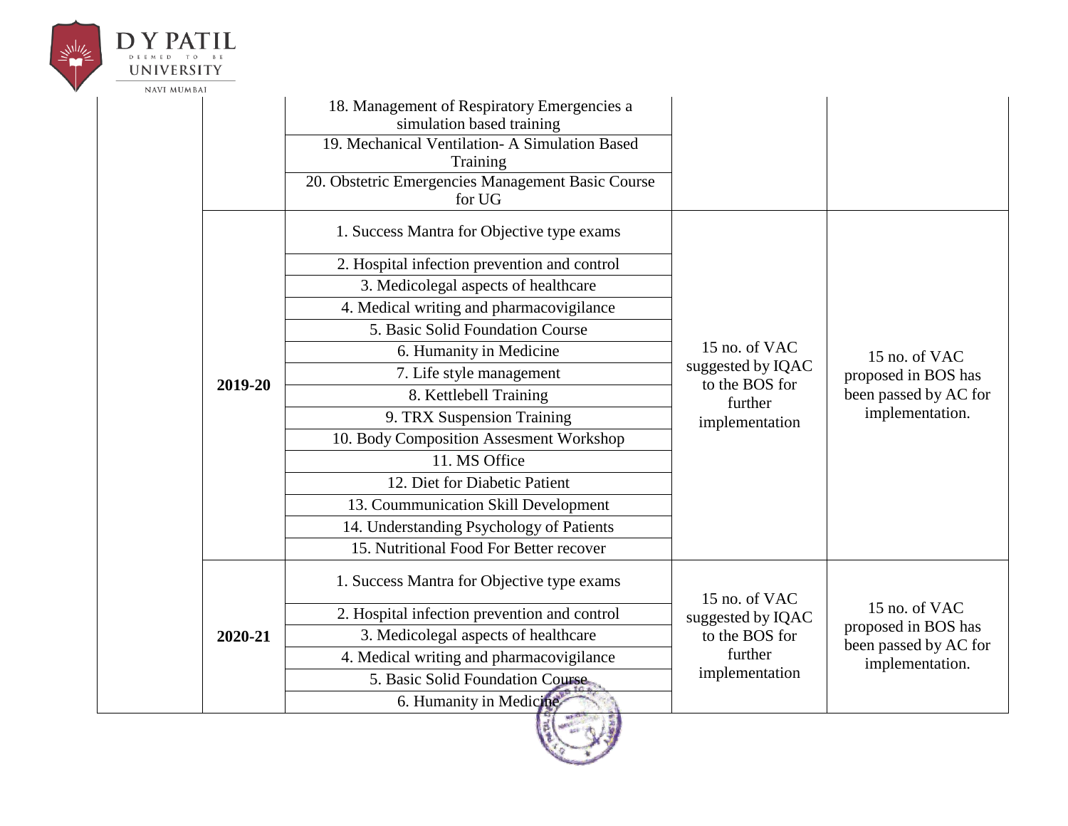| | | | | |
|---|---|---|---|---|
| | | 18. Management of Respiratory Emergencies a simulation based training | | |
| | | 19. Mechanical Ventilation- A Simulation Based Training | | |
| | | 20. Obstetric Emergencies Management Basic Course for UG | | |
| | 2019-20 | 1. Success Mantra for Objective type exams | 15 no. of VAC suggested by IQAC to the BOS for further implementation | 15 no. of VAC proposed in BOS has been passed by AC for implementation. |
| | | 2. Hospital infection prevention and control | | |
| | | 3. Medicolegal aspects of healthcare | | |
| | | 4. Medical writing and pharmacovigilance | | |
| | | 5. Basic Solid Foundation Course | | |
| | | 6. Humanity in Medicine | | |
| | | 7. Life style management | | |
| | | 8. Kettlebell Training | | |
| | | 9. TRX Suspension Training | | |
| | | 10. Body Composition Assesment Workshop | | |
| | | 11. MS Office | | |
| | | 12. Diet for Diabetic Patient | | |
| | | 13. Coummunication Skill Development | | |
| | | 14. Understanding Psychology of Patients | | |
| | | 15. Nutritional Food For Better recover | | |
| | 2020-21 | 1. Success Mantra for Objective type exams | 15 no. of VAC suggested by IQAC to the BOS for further implementation | 15 no. of VAC proposed in BOS has been passed by AC for implementation. |
| | | 2. Hospital infection prevention and control | | |
| | | 3. Medicolegal aspects of healthcare | | |
| | | 4. Medical writing and pharmacovigilance | | |
| | | 5. Basic Solid Foundation Course | | |
| | | 6. Humanity in Medicine | | |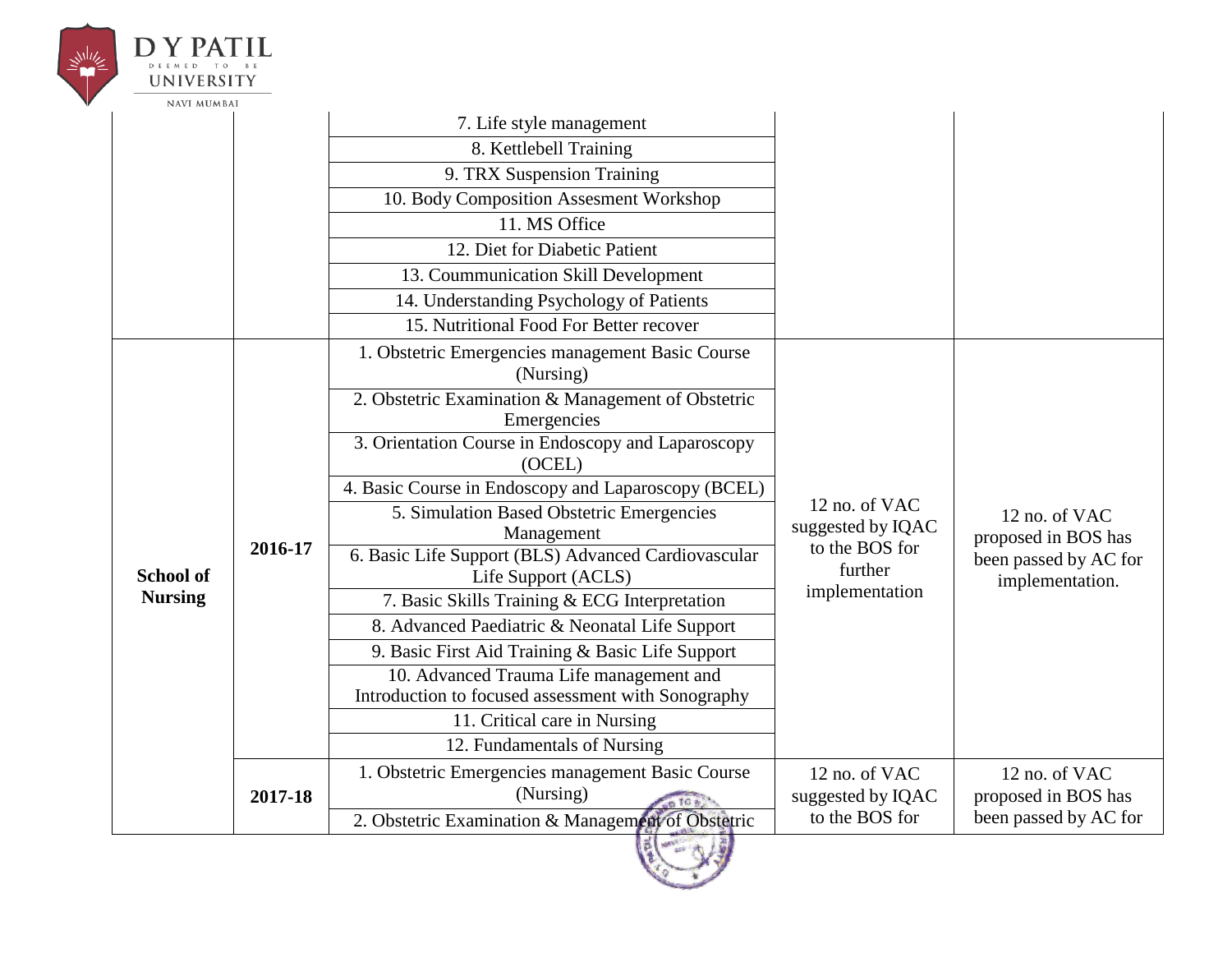| | | | | |
|---|---|---|---|---|
| | | 7. Life style management | | |
| | | 8. Kettlebell Training | | |
| | | 9. TRX Suspension Training | | |
| | | 10. Body Composition Assesment Workshop | | |
| | | 11. MS Office | | |
| | | 12. Diet for Diabetic Patient | | |
| | | 13. Coummunication Skill Development | | |
| | | 14. Understanding Psychology of Patients | | |
| | | 15. Nutritional Food For Better recover | | |
| **School of Nursing** | **2016-17** | 1. Obstetric Emergencies management Basic Course (Nursing) | 12 no. of VAC suggested by IQAC to the BOS for further implementation | 12 no. of VAC proposed in BOS has been passed by AC for implementation. |
| | | 2. Obstetric Examination & Management of Obstetric Emergencies | | |
| | | 3. Orientation Course in Endoscopy and Laparoscopy (OCEL) | | |
| | | 4. Basic Course in Endoscopy and Laparoscopy (BCEL) | | |
| | | 5. Simulation Based Obstetric Emergencies Management | | |
| | | 6. Basic Life Support (BLS) Advanced Cardiovascular Life Support (ACLS) | | |
| | | 7. Basic Skills Training & ECG Interpretation | | |
| | | 8. Advanced Paediatric & Neonatal Life Support | | |
| | | 9. Basic First Aid Training & Basic Life Support | | |
| | | 10. Advanced Trauma Life management and Introduction to focused assessment with Sonography | | |
| | | 11. Critical care in Nursing | | |
| | | 12. Fundamentals of Nursing | | |
| | **2017-18** | 1. Obstetric Emergencies management Basic Course (Nursing) | 12 no. of VAC suggested by IQAC to the BOS for | 12 no. of VAC proposed in BOS has been passed by AC for |
| | | 2. Obstetric Examination & Management of Obstetric | | |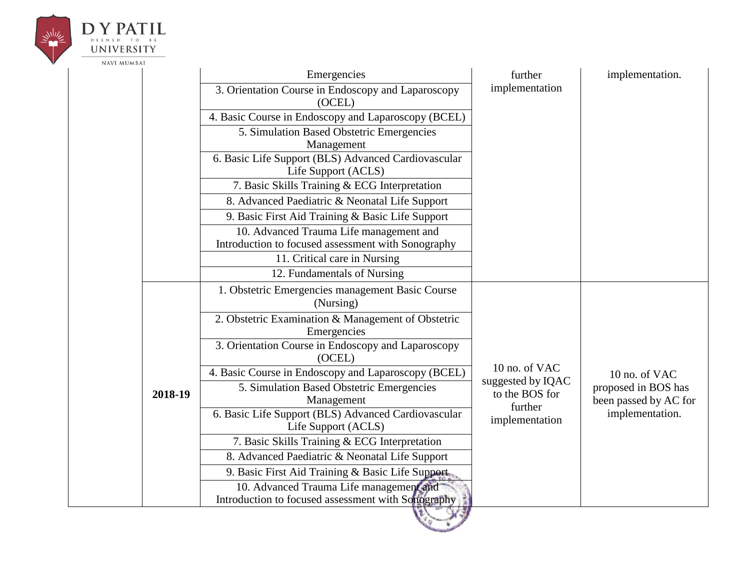| | | | | |
|---|---|---|---|---|
| | | Emergencies | further implementation | implementation. |
| | | 3. Orientation Course in Endoscopy and Laparoscopy (OCEL) | | |
| | | 4. Basic Course in Endoscopy and Laparoscopy (BCEL) | | |
| | | 5. Simulation Based Obstetric Emergencies Management | | |
| | | 6. Basic Life Support (BLS) Advanced Cardiovascular Life Support (ACLS) | | |
| | | 7. Basic Skills Training & ECG Interpretation | | |
| | | 8. Advanced Paediatric & Neonatal Life Support | | |
| | | 9. Basic First Aid Training & Basic Life Support | | |
| | | 10. Advanced Trauma Life management and Introduction to focused assessment with Sonography | | |
| | | 11. Critical care in Nursing | | |
| | | 12. Fundamentals of Nursing | | |
| | **2018-19** | 1. Obstetric Emergencies management Basic Course (Nursing) | 10 no. of VAC suggested by IQAC to the BOS for further implementation | 10 no. of VAC proposed in BOS has been passed by AC for implementation. |
| | | 2. Obstetric Examination & Management of Obstetric Emergencies | | |
| | | 3. Orientation Course in Endoscopy and Laparoscopy (OCEL) | | |
| | | 4. Basic Course in Endoscopy and Laparoscopy (BCEL) | | |
| | | 5. Simulation Based Obstetric Emergencies Management | | |
| | | 6. Basic Life Support (BLS) Advanced Cardiovascular Life Support (ACLS) | | |
| | | 7. Basic Skills Training & ECG Interpretation | | |
| | | 8. Advanced Paediatric & Neonatal Life Support | | |
| | | 9. Basic First Aid Training & Basic Life Support | | |
| | | 10. Advanced Trauma Life management and Introduction to focused assessment with Sonography | | |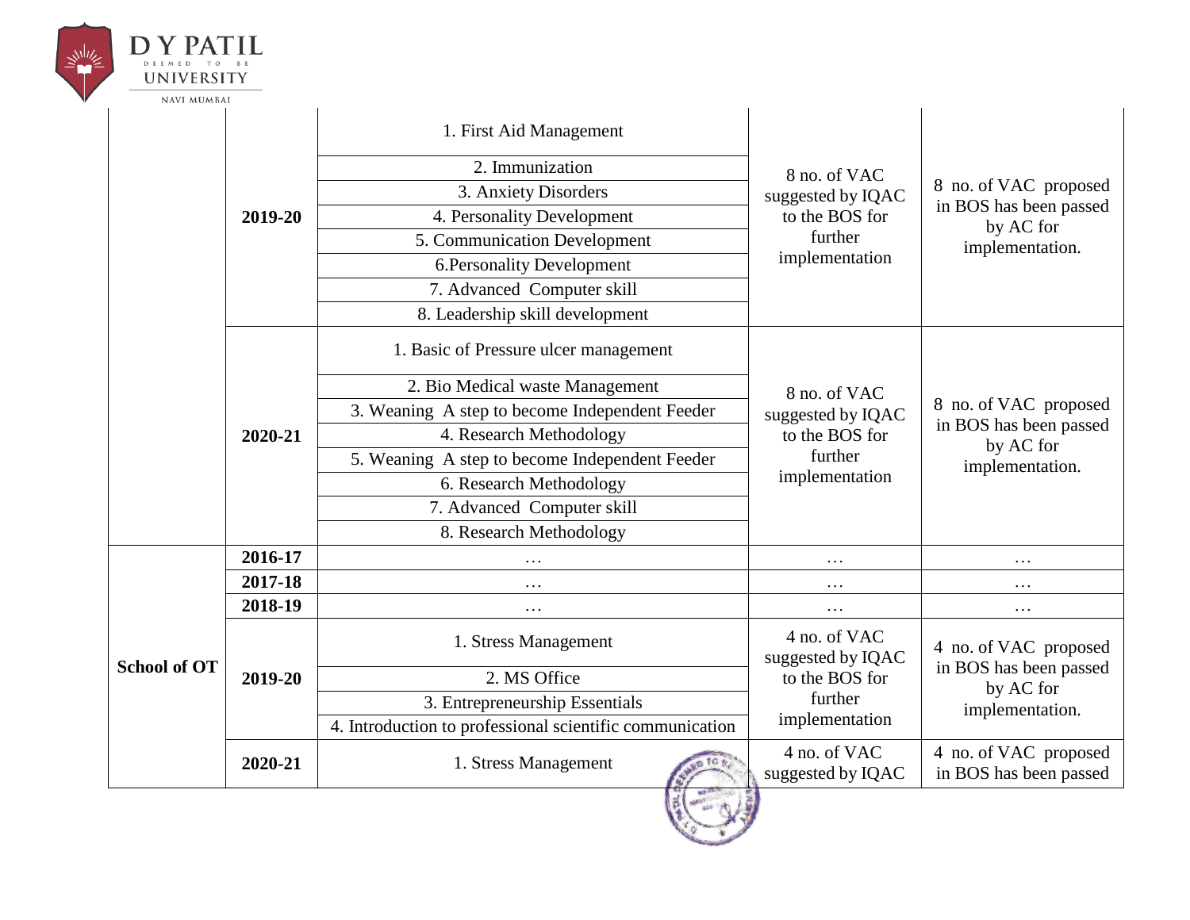| | | | | |
|---|---|---|---|---|
| | 2019-20 | 1. First Aid Management | 8 no. of VAC suggested by IQAC to the BOS for further implementation | 8 no. of VAC proposed in BOS has been passed by AC for implementation. |
| | | 2. Immunization | | |
| | | 3. Anxiety Disorders | | |
| | | 4. Personality Development | | |
| | | 5. Communication Development | | |
| | | 6.Personality Development | | |
| | | 7. Advanced Computer skill | | |
| | | 8. Leadership skill development | | |
| | 2020-21 | 1. Basic of Pressure ulcer management | 8 no. of VAC suggested by IQAC to the BOS for further implementation | 8 no. of VAC proposed in BOS has been passed by AC for implementation. |
| | | 2. Bio Medical waste Management | | |
| | | 3. Weaning A step to become Independent Feeder | | |
| | | 4. Research Methodology | | |
| | | 5. Weaning A step to become Independent Feeder | | |
| | | 6. Research Methodology | | |
| | | 7. Advanced Computer skill | | |
| | | 8. Research Methodology | | |
| **School of OT** | **2016-17** | … | … | … |
| | **2017-18** | … | … | … |
| | **2018-19** | … | … | … |
| | **2019-20** | 1. Stress Management | 4 no. of VAC suggested by IQAC to the BOS for further implementation | 4 no. of VAC proposed in BOS has been passed by AC for implementation. |
| | | 2. MS Office | | |
| | | 3. Entrepreneurship Essentials | | |
| | | 4. Introduction to professional scientific communication | | |
| | **2020-21** | 1. Stress Management | 4 no. of VAC suggested by IQAC | 4 no. of VAC proposed in BOS has been passed |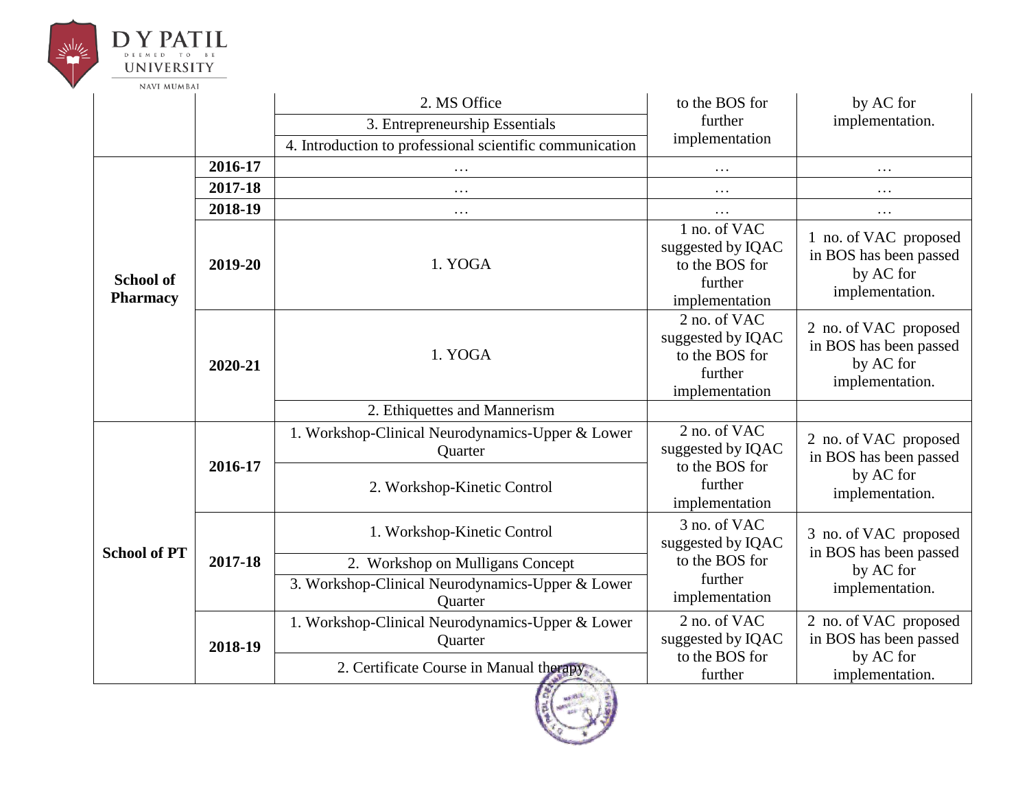| | | | | |
|---|---|---|---|---|
| | | 2. MS Office | to the BOS for further implementation | by AC for implementation. |
| | | 3. Entrepreneurship Essentials | | |
| | | 4. Introduction to professional scientific communication | | |
| **School of Pharmacy** | **2016-17** | … | … | … |
| | **2017-18** | … | … | … |
| | **2018-19** | … | … | … |
| | **2019-20** | 1. YOGA | 1 no. of VAC suggested by IQAC to the BOS for further implementation | 1 no. of VAC proposed in BOS has been passed by AC for implementation. |
| | **2020-21** | 1. YOGA | 2 no. of VAC suggested by IQAC to the BOS for further implementation | 2 no. of VAC proposed in BOS has been passed by AC for implementation. |
| | | 2. Ethiquettes and Mannerism | | |
| **School of PT** | **2016-17** | 1. Workshop-Clinical Neurodynamics-Upper & Lower Quarter | 2 no. of VAC suggested by IQAC to the BOS for further implementation | 2 no. of VAC proposed in BOS has been passed by AC for implementation. |
| | | 2. Workshop-Kinetic Control | | |
| | **2017-18** | 1. Workshop-Kinetic Control | 3 no. of VAC suggested by IQAC to the BOS for further implementation | 3 no. of VAC proposed in BOS has been passed by AC for implementation. |
| | | 2. Workshop on Mulligans Concept | | |
| | | 3. Workshop-Clinical Neurodynamics-Upper & Lower Quarter | | |
| | **2018-19** | 1. Workshop-Clinical Neurodynamics-Upper & Lower Quarter | 2 no. of VAC suggested by IQAC to the BOS for further | 2 no. of VAC proposed in BOS has been passed by AC for implementation. |
| | | 2. Certificate Course in Manual therapy | | |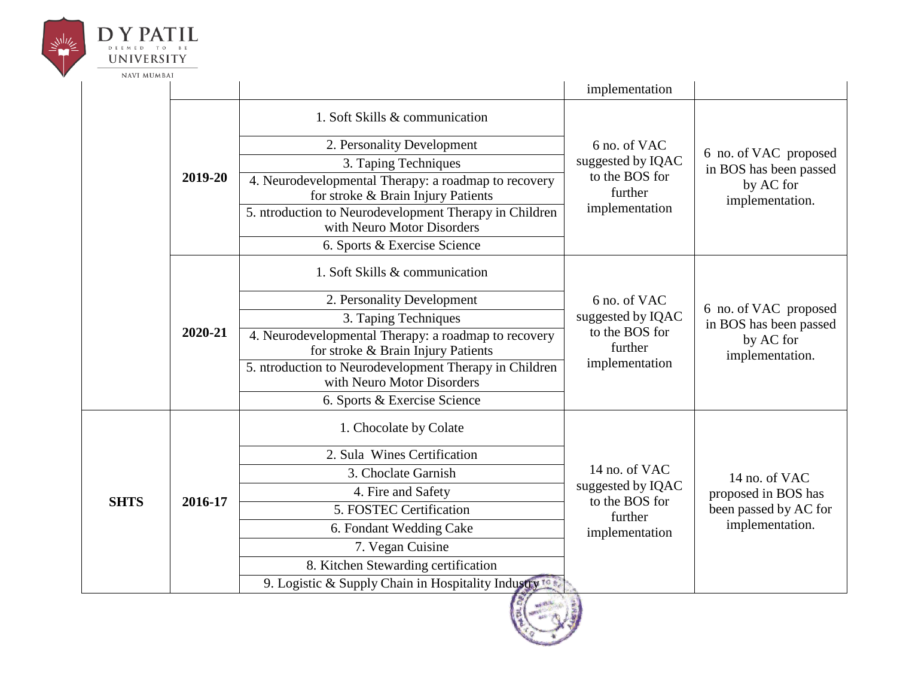| | | | implementation | |
|---|---|---|---|---|
| | 2019-20 | 1. Soft Skills & communication | 6 no. of VAC suggested by IQAC to the BOS for further implementation | 6 no. of VAC proposed in BOS has been passed by AC for implementation. |
| | | 2. Personality Development | | |
| | | 3. Taping Techniques | | |
| | | 4. Neurodevelopmental Therapy: a roadmap to recovery for stroke & Brain Injury Patients | | |
| | | 5. ntroduction to Neurodevelopment Therapy in Children with Neuro Motor Disorders | | |
| | | 6. Sports & Exercise Science | | |
| | 2020-21 | 1. Soft Skills & communication | 6 no. of VAC suggested by IQAC to the BOS for further implementation | 6 no. of VAC proposed in BOS has been passed by AC for implementation. |
| | | 2. Personality Development | | |
| | | 3. Taping Techniques | | |
| | | 4. Neurodevelopmental Therapy: a roadmap to recovery for stroke & Brain Injury Patients | | |
| | | 5. ntroduction to Neurodevelopment Therapy in Children with Neuro Motor Disorders | | |
| | | 6. Sports & Exercise Science | | |
| **SHTS** | **2016-17** | 1. Chocolate by Colate | 14 no. of VAC suggested by IQAC to the BOS for further implementation | 14 no. of VAC proposed in BOS has been passed by AC for implementation. |
| | | 2. Sula Wines Certification | | |
| | | 3. Choclate Garnish | | |
| | | 4. Fire and Safety | | |
| | | 5. FOSTEC Certification | | |
| | | 6. Fondant Wedding Cake | | |
| | | 7. Vegan Cuisine | | |
| | | 8. Kitchen Stewarding certification | | |
| | | 9. Logistic & Supply Chain in Hospitality Industry | | |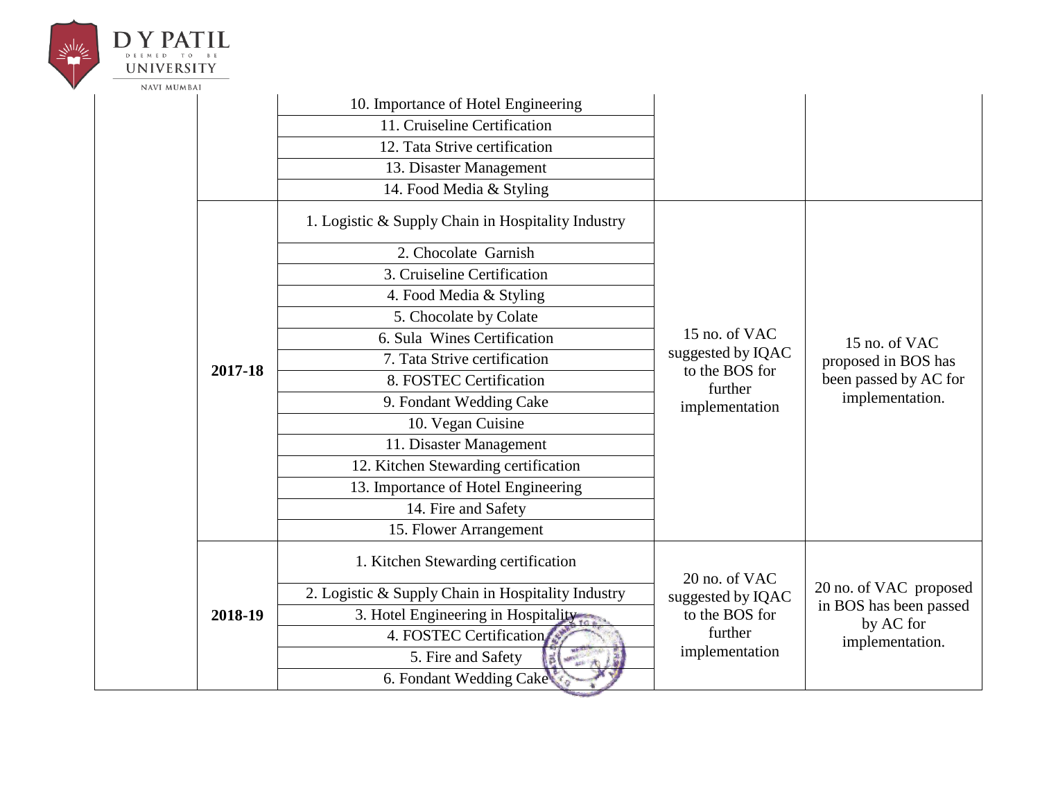| | | | | |
|---|---|---|---|---|
| | | 10. Importance of Hotel Engineering | | |
| | | 11. Cruiseline Certification | | |
| | | 12. Tata Strive certification | | |
| | | 13. Disaster Management | | |
| | | 14. Food Media & Styling | | |
| | 2017-18 | 1. Logistic & Supply Chain in Hospitality Industry | 15 no. of VAC suggested by IQAC to the BOS for further implementation | 15 no. of VAC proposed in BOS has been passed by AC for implementation. |
| | | 2. Chocolate Garnish | | |
| | | 3. Cruiseline Certification | | |
| | | 4. Food Media & Styling | | |
| | | 5. Chocolate by Colate | | |
| | | 6. Sula Wines Certification | | |
| | | 7. Tata Strive certification | | |
| | | 8. FOSTEC Certification | | |
| | | 9. Fondant Wedding Cake | | |
| | | 10. Vegan Cuisine | | |
| | | 11. Disaster Management | | |
| | | 12. Kitchen Stewarding certification | | |
| | | 13. Importance of Hotel Engineering | | |
| | | 14. Fire and Safety | | |
| | | 15. Flower Arrangement | | |
| | 2018-19 | 1. Kitchen Stewarding certification | 20 no. of VAC suggested by IQAC to the BOS for further implementation | 20 no. of VAC proposed in BOS has been passed by AC for implementation. |
| | | 2. Logistic & Supply Chain in Hospitality Industry | | |
| | | 3. Hotel Engineering in Hospitality | | |
| | | 4. FOSTEC Certification | | |
| | | 5. Fire and Safety | | |
| | | 6. Fondant Wedding Cake | | |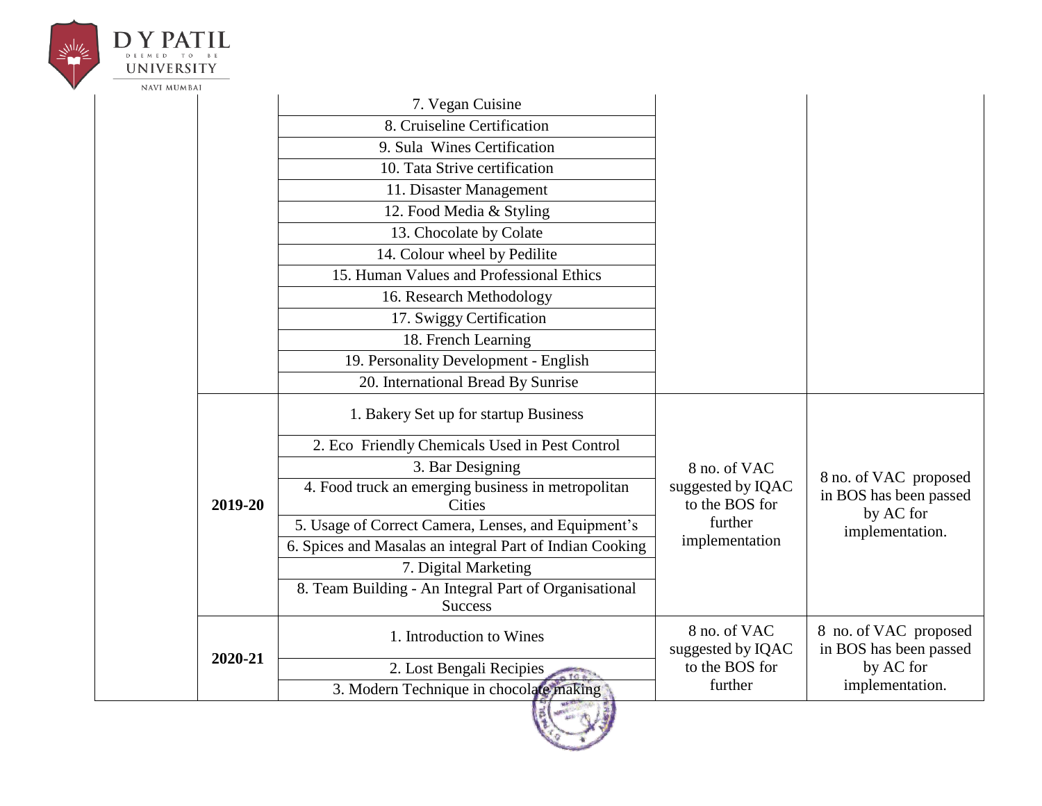| | | | | |
|---|---|---|---|---|
| | | 7. Vegan Cuisine | | |
| | | 8. Cruiseline Certification | | |
| | | 9. Sula Wines Certification | | |
| | | 10. Tata Strive certification | | |
| | | 11. Disaster Management | | |
| | | 12. Food Media & Styling | | |
| | | 13. Chocolate by Colate | | |
| | | 14. Colour wheel by Pedilite | | |
| | | 15. Human Values and Professional Ethics | | |
| | | 16. Research Methodology | | |
| | | 17. Swiggy Certification | | |
| | | 18. French Learning | | |
| | | 19. Personality Development - English | | |
| | | 20. International Bread By Sunrise | | |
| | **2019-20** | 1. Bakery Set up for startup Business | 8 no. of VAC suggested by IQAC to the BOS for further implementation | 8 no. of VAC proposed in BOS has been passed by AC for implementation. |
| | | 2. Eco Friendly Chemicals Used in Pest Control | | |
| | | 3. Bar Designing | | |
| | | 4. Food truck an emerging business in metropolitan Cities | | |
| | | 5. Usage of Correct Camera, Lenses, and Equipment's | | |
| | | 6. Spices and Masalas an integral Part of Indian Cooking | | |
| | | 7. Digital Marketing | | |
| | | 8. Team Building - An Integral Part of Organisational Success | | |
| | **2020-21** | 1. Introduction to Wines | 8 no. of VAC suggested by IQAC to the BOS for further | 8 no. of VAC proposed in BOS has been passed by AC for implementation. |
| | | 2. Lost Bengali Recipies | | |
| | | 3. Modern Technique in chocolate making | | |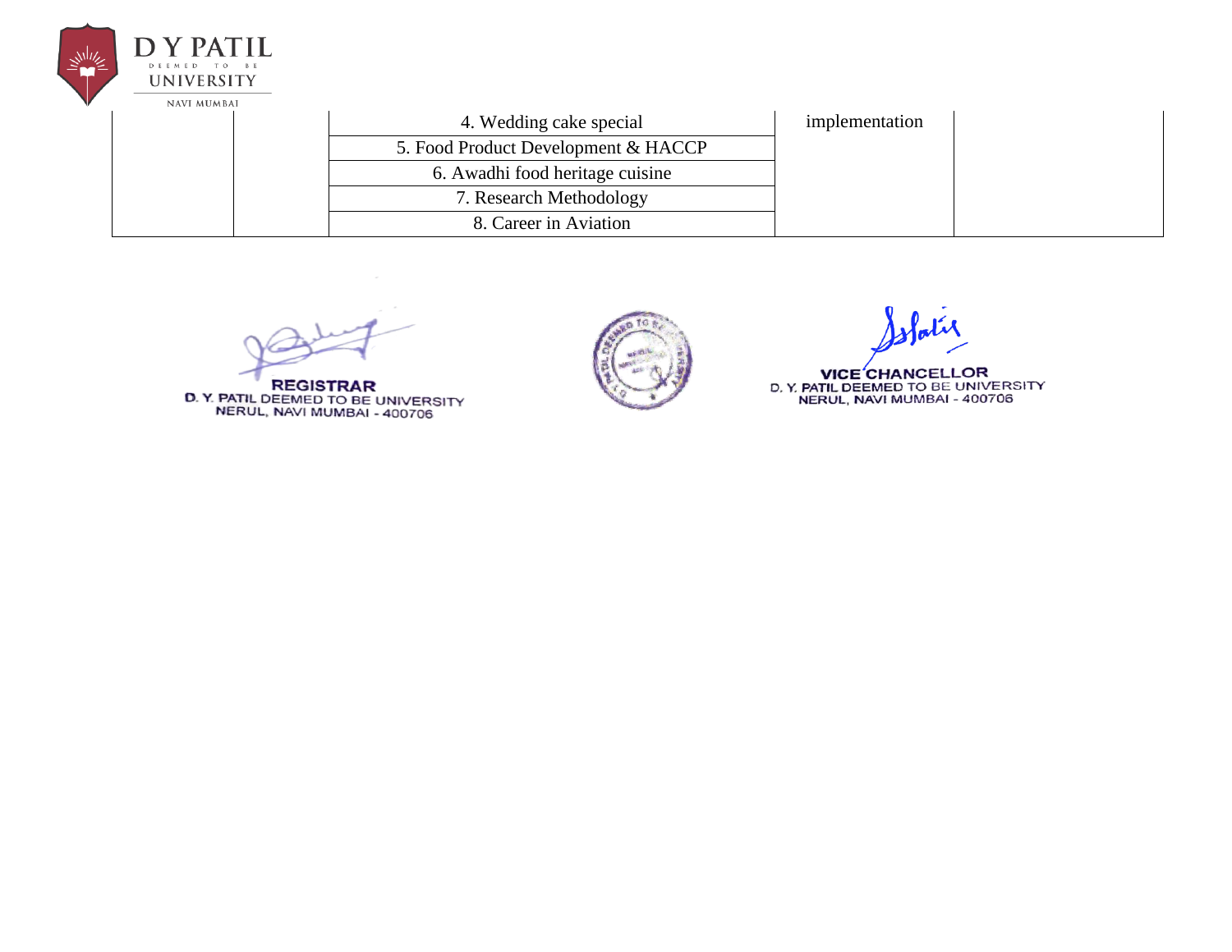| | | | | |
|---|---|---|---|---|
| | | 4. Wedding cake special | implementation | |
| | | 5. Food Product Development & HACCP | | |
| | | 6. Awadhi food heritage cuisine | | |
| | | 7. Research Methodology | | |
| | | 8. Career in Aviation | | |

**REGISTRAR**
D. Y. PATIL DEEMED TO BE UNIVERSITY
NERUL, NAVI MUMBAI - 400706

**VICE CHANCELLOR**
D. Y. PATIL DEEMED TO BE UNIVERSITY
NERUL, NAVI MUMBAI - 400706